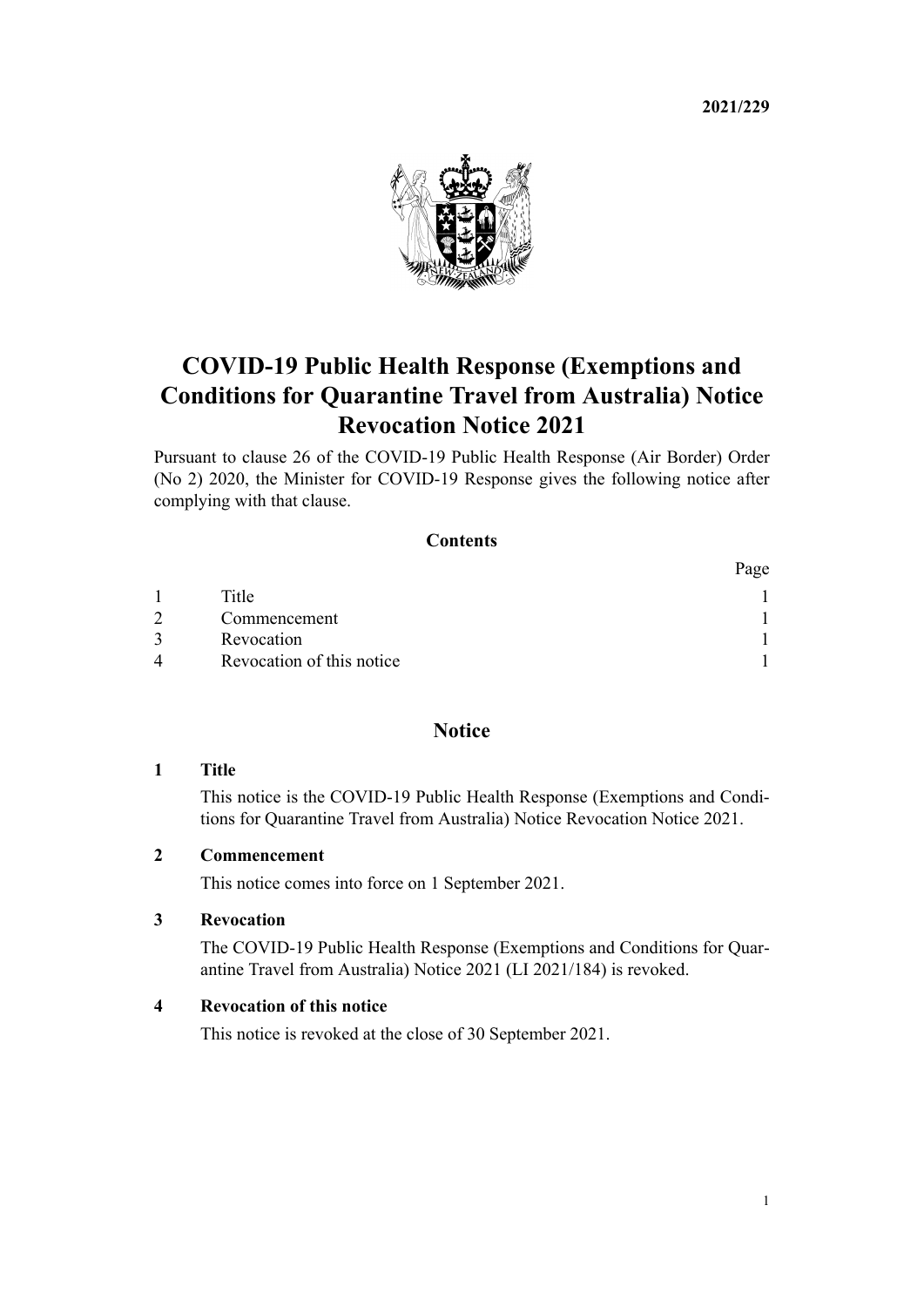**2021/229**

# COVID-19 Public Health Response (Exemptions and Conditions for Quarantine Travel from Australia) Notice Revocation Notice 2021

Pursuant to clause 26 of the COVID-19 Public Health Response (Air Border) Order (No 2) 2020, the Minister for COVID-19 Response gives the following notice after complying with that clause.

## Contents

| | | Page |
|---|---|---|
| 1 | Title | 1 |
| 2 | Commencement | 1 |
| 3 | Revocation | 1 |
| 4 | Revocation of this notice | 1 |

## Notice

### 1 Title

This notice is the COVID-19 Public Health Response (Exemptions and Conditions for Quarantine Travel from Australia) Notice Revocation Notice 2021.

### 2 Commencement

This notice comes into force on 1 September 2021.

### 3 Revocation

The COVID-19 Public Health Response (Exemptions and Conditions for Quarantine Travel from Australia) Notice 2021 (LI 2021/184) is revoked.

### 4 Revocation of this notice

This notice is revoked at the close of 30 September 2021.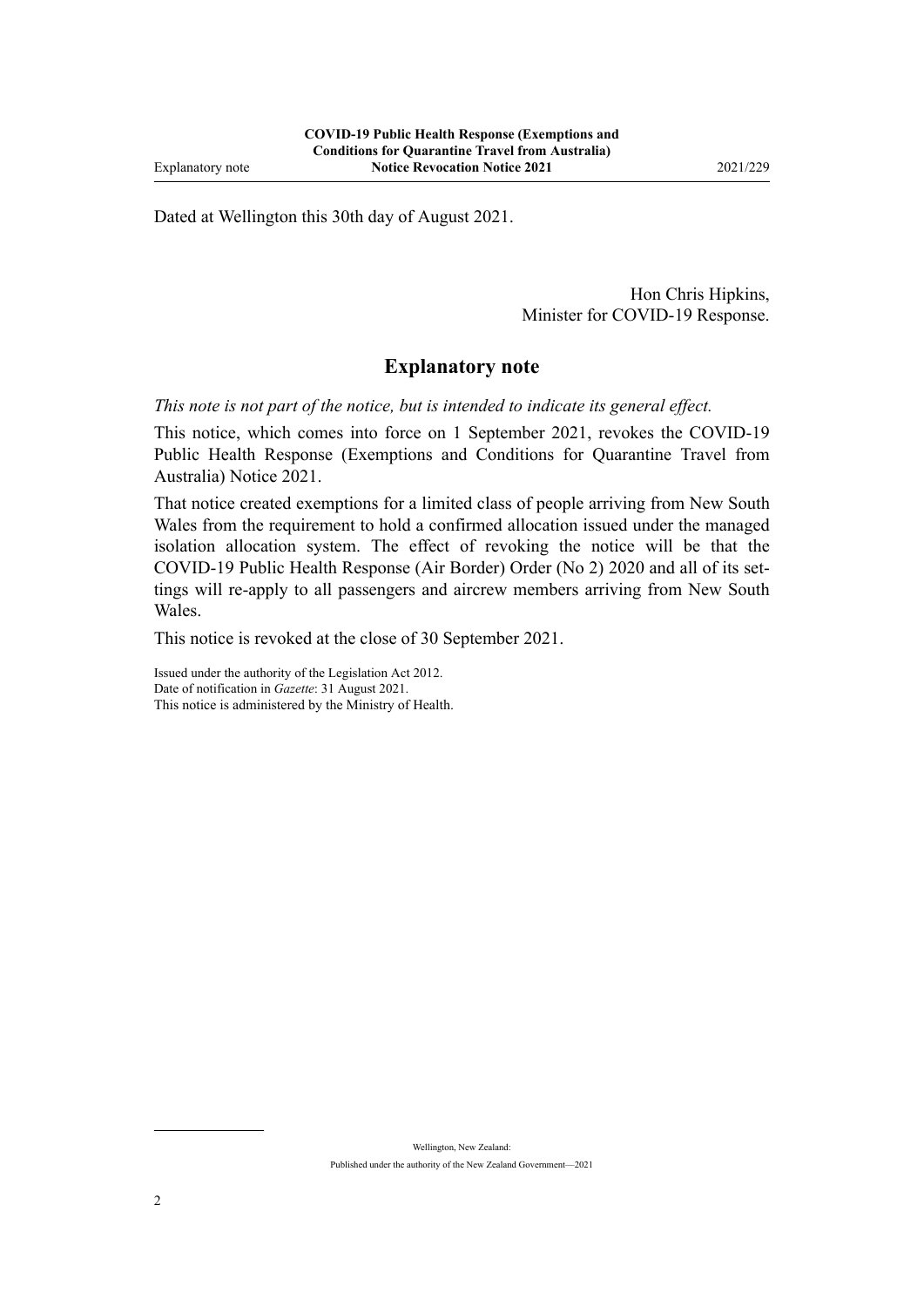Dated at Wellington this 30th day of August 2021.

Hon Chris Hipkins,
Minister for COVID-19 Response.

## Explanatory note

*This note is not part of the notice, but is intended to indicate its general effect.*

This notice, which comes into force on 1 September 2021, revokes the COVID-19 Public Health Response (Exemptions and Conditions for Quarantine Travel from Australia) Notice 2021.

That notice created exemptions for a limited class of people arriving from New South Wales from the requirement to hold a confirmed allocation issued under the managed isolation allocation system. The effect of revoking the notice will be that the COVID-19 Public Health Response (Air Border) Order (No 2) 2020 and all of its settings will re-apply to all passengers and aircrew members arriving from New South Wales.

This notice is revoked at the close of 30 September 2021.

Issued under the authority of the Legislation Act 2012.
Date of notification in *Gazette*: 31 August 2021.
This notice is administered by the Ministry of Health.

Wellington, New Zealand:
Published under the authority of the New Zealand Government—2021